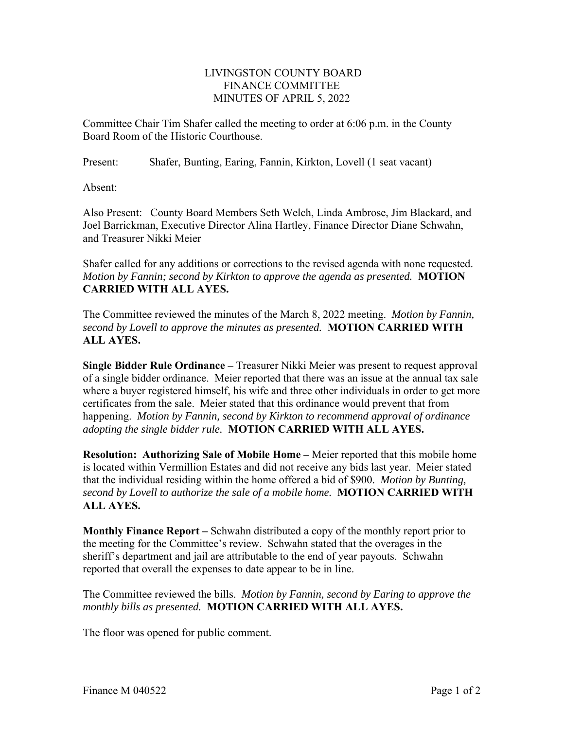LIVINGSTON COUNTY BOARD
FINANCE COMMITTEE
MINUTES OF APRIL 5, 2022

Committee Chair Tim Shafer called the meeting to order at 6:06 p.m. in the County Board Room of the Historic Courthouse.

Present: Shafer, Bunting, Earing, Fannin, Kirkton, Lovell (1 seat vacant)

Absent:

Also Present: County Board Members Seth Welch, Linda Ambrose, Jim Blackard, and Joel Barrickman, Executive Director Alina Hartley, Finance Director Diane Schwahn, and Treasurer Nikki Meier

Shafer called for any additions or corrections to the revised agenda with none requested. *Motion by Fannin; second by Kirkton to approve the agenda as presented.* **MOTION CARRIED WITH ALL AYES.**

The Committee reviewed the minutes of the March 8, 2022 meeting. *Motion by Fannin, second by Lovell to approve the minutes as presented.* **MOTION CARRIED WITH ALL AYES.**

**Single Bidder Rule Ordinance –** Treasurer Nikki Meier was present to request approval of a single bidder ordinance. Meier reported that there was an issue at the annual tax sale where a buyer registered himself, his wife and three other individuals in order to get more certificates from the sale. Meier stated that this ordinance would prevent that from happening. *Motion by Fannin, second by Kirkton to recommend approval of ordinance adopting the single bidder rule.* **MOTION CARRIED WITH ALL AYES.**

**Resolution: Authorizing Sale of Mobile Home –** Meier reported that this mobile home is located within Vermillion Estates and did not receive any bids last year. Meier stated that the individual residing within the home offered a bid of $900. *Motion by Bunting, second by Lovell to authorize the sale of a mobile home.* **MOTION CARRIED WITH ALL AYES.**

**Monthly Finance Report –** Schwahn distributed a copy of the monthly report prior to the meeting for the Committee's review. Schwahn stated that the overages in the sheriff's department and jail are attributable to the end of year payouts. Schwahn reported that overall the expenses to date appear to be in line.

The Committee reviewed the bills. *Motion by Fannin, second by Earing to approve the monthly bills as presented.* **MOTION CARRIED WITH ALL AYES.**

The floor was opened for public comment.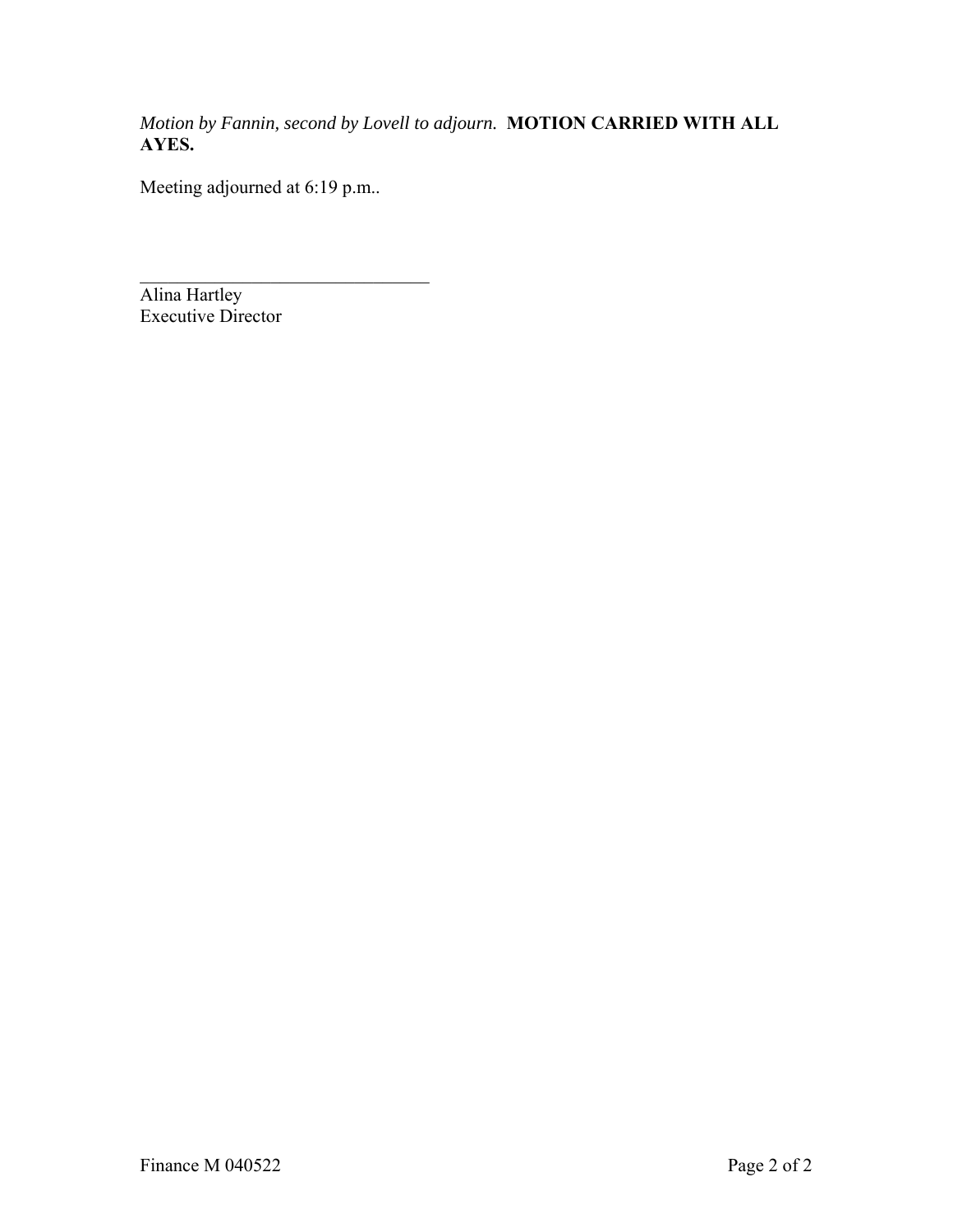*Motion by Fannin, second by Lovell to adjourn.* **MOTION CARRIED WITH ALL AYES.**

Meeting adjourned at 6:19 p.m..

\_\_\_\_\_\_\_\_\_\_\_\_\_\_\_\_\_\_\_\_\_\_\_\_\_\_\_\_\_\_\_\_

Alina Hartley
Executive Director